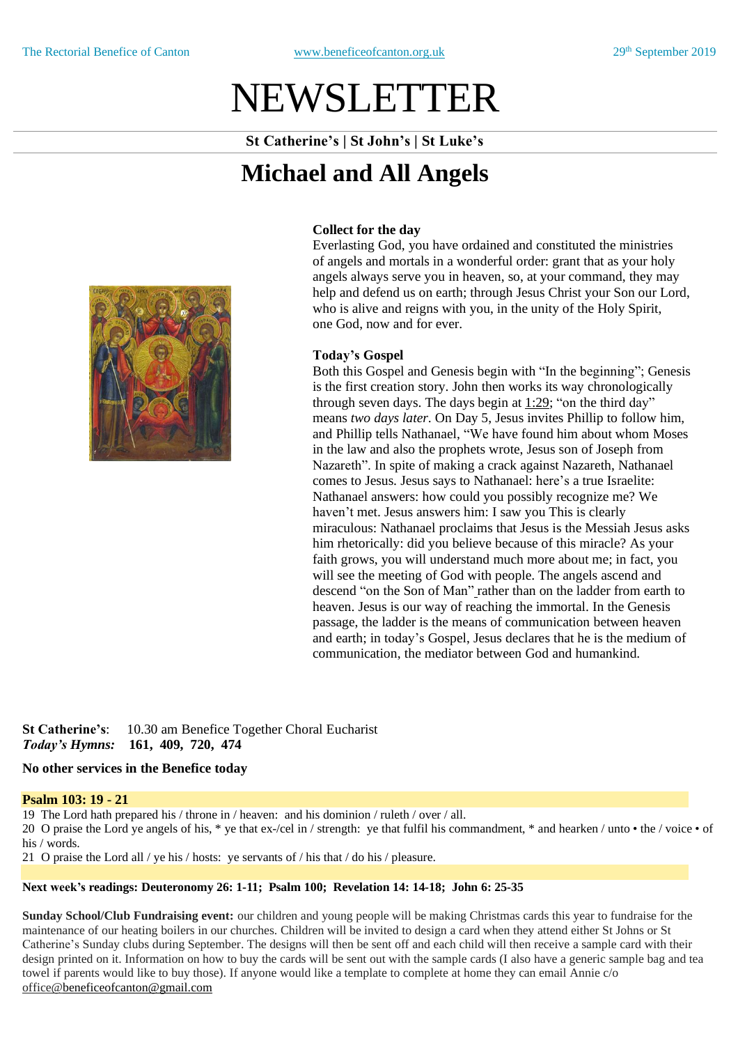The Rectorial Benefice of Canton www.beneficeofcanton.org.uk 29th September 2019

# NEWSLETTER

**St Catherine's | St John's | St Luke's**

## Michael and All Angels

**Collect for the day**

Everlasting God, you have ordained and constituted the ministries of angels and mortals in a wonderful order: grant that as your holy angels always serve you in heaven, so, at your command, they may help and defend us on earth; through Jesus Christ your Son our Lord, who is alive and reigns with you, in the unity of the Holy Spirit, one God, now and for ever.

**Today's Gospel**

Both this Gospel and Genesis begin with "In the beginning"; Genesis is the first creation story. John then works its way chronologically through seven days. The days begin at 1:29; "on the third day" means *two days later*. On Day 5, Jesus invites Phillip to follow him, and Phillip tells Nathanael, "We have found him about whom Moses in the law and also the prophets wrote, Jesus son of Joseph from Nazareth". In spite of making a crack against Nazareth, Nathanael comes to Jesus. Jesus says to Nathanael: here's a true Israelite: Nathanael answers: how could you possibly recognize me? We haven't met. Jesus answers him: I saw you This is clearly miraculous: Nathanael proclaims that Jesus is the Messiah Jesus asks him rhetorically: did you believe because of this miracle? As your faith grows, you will understand much more about me; in fact, you will see the meeting of God with people. The angels ascend and descend "on the Son of Man" rather than on the ladder from earth to heaven. Jesus is our way of reaching the immortal. In the Genesis passage, the ladder is the means of communication between heaven and earth; in today's Gospel, Jesus declares that he is the medium of communication, the mediator between God and humankind.

**St Catherine's**: 10.30 am Benefice Together Choral Eucharist
***Today's Hymns:*** **161, 409, 720, 474**

**No other services in the Benefice today**

**Psalm 103: 19 - 21**

19 The Lord hath prepared his / throne in / heaven: and his dominion / ruleth / over / all.
20 O praise the Lord ye angels of his, * ye that ex-/cel in / strength: ye that fulfil his commandment, * and hearken / unto • the / voice • of his / words.
21 O praise the Lord all / ye his / hosts: ye servants of / his that / do his / pleasure.

**Next week's readings: Deuteronomy 26: 1-11; Psalm 100; Revelation 14: 14-18; John 6: 25-35**

**Sunday School/Club Fundraising event:** our children and young people will be making Christmas cards this year to fundraise for the maintenance of our heating boilers in our churches. Children will be invited to design a card when they attend either St Johns or St Catherine's Sunday clubs during September. The designs will then be sent off and each child will then receive a sample card with their design printed on it. Information on how to buy the cards will be sent out with the sample cards (I also have a generic sample bag and tea towel if parents would like to buy those). If anyone would like a template to complete at home they can email Annie c/o office@beneficeofcanton@gmail.com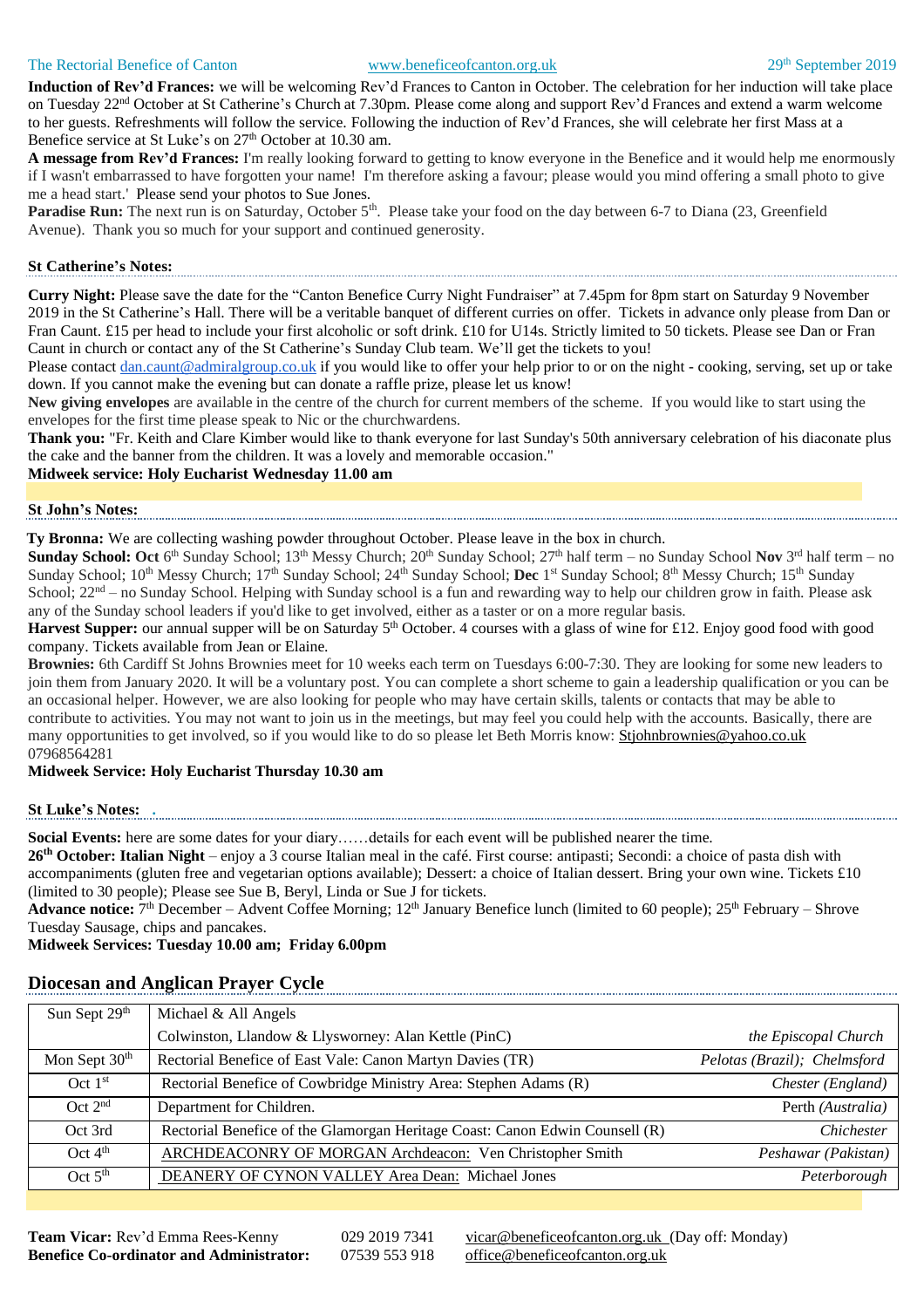**Induction of Rev'd Frances:** we will be welcoming Rev'd Frances to Canton in October. The celebration for her induction will take place on Tuesday 22nd October at St Catherine's Church at 7.30pm. Please come along and support Rev'd Frances and extend a warm welcome to her guests. Refreshments will follow the service. Following the induction of Rev'd Frances, she will celebrate her first Mass at a Benefice service at St Luke's on 27th October at 10.30 am.

**A message from Rev'd Frances:** I'm really looking forward to getting to know everyone in the Benefice and it would help me enormously if I wasn't embarrassed to have forgotten your name! I'm therefore asking a favour; please would you mind offering a small photo to give me a head start.' Please send your photos to Sue Jones.

**Paradise Run:** The next run is on Saturday, October 5th. Please take your food on the day between 6-7 to Diana (23, Greenfield Avenue). Thank you so much for your support and continued generosity.

## St Catherine's Notes:

**Curry Night:** Please save the date for the "Canton Benefice Curry Night Fundraiser" at 7.45pm for 8pm start on Saturday 9 November 2019 in the St Catherine's Hall. There will be a veritable banquet of different curries on offer. Tickets in advance only please from Dan or Fran Caunt. £15 per head to include your first alcoholic or soft drink. £10 for U14s. Strictly limited to 50 tickets. Please see Dan or Fran Caunt in church or contact any of the St Catherine's Sunday Club team. We'll get the tickets to you!

Please contact dan.caunt@admiralgroup.co.uk if you would like to offer your help prior to or on the night - cooking, serving, set up or take down. If you cannot make the evening but can donate a raffle prize, please let us know!

**New giving envelopes** are available in the centre of the church for current members of the scheme. If you would like to start using the envelopes for the first time please speak to Nic or the churchwardens.

**Thank you:** "Fr. Keith and Clare Kimber would like to thank everyone for last Sunday's 50th anniversary celebration of his diaconate plus the cake and the banner from the children. It was a lovely and memorable occasion."

**Midweek service: Holy Eucharist Wednesday 11.00 am**

## St John's Notes:

**Ty Bronna:** We are collecting washing powder throughout October. Please leave in the box in church.

**Sunday School: Oct** 6th Sunday School; 13th Messy Church; 20th Sunday School; 27th half term – no Sunday School **Nov** 3rd half term – no Sunday School; 10th Messy Church; 17th Sunday School; 24th Sunday School; **Dec** 1st Sunday School; 8th Messy Church; 15th Sunday School; 22nd – no Sunday School. Helping with Sunday school is a fun and rewarding way to help our children grow in faith. Please ask any of the Sunday school leaders if you'd like to get involved, either as a taster or on a more regular basis.

**Harvest Supper:** our annual supper will be on Saturday 5th October. 4 courses with a glass of wine for £12. Enjoy good food with good company. Tickets available from Jean or Elaine.

**Brownies:** 6th Cardiff St Johns Brownies meet for 10 weeks each term on Tuesdays 6:00-7:30. They are looking for some new leaders to join them from January 2020. It will be a voluntary post. You can complete a short scheme to gain a leadership qualification or you can be an occasional helper. However, we are also looking for people who may have certain skills, talents or contacts that may be able to contribute to activities. You may not want to join us in the meetings, but may feel you could help with the accounts. Basically, there are many opportunities to get involved, so if you would like to do so please let Beth Morris know: Stjohnbrownies@yahoo.co.uk 07968564281

**Midweek Service: Holy Eucharist Thursday 10.30 am**

## St Luke's Notes:

**Social Events:** here are some dates for your diary……details for each event will be published nearer the time.

**26th October: Italian Night** – enjoy a 3 course Italian meal in the café. First course: antipasti; Secondi: a choice of pasta dish with accompaniments (gluten free and vegetarian options available); Dessert: a choice of Italian dessert. Bring your own wine. Tickets £10 (limited to 30 people); Please see Sue B, Beryl, Linda or Sue J for tickets.

**Advance notice:** 7th December – Advent Coffee Morning; 12th January Benefice lunch (limited to 60 people); 25th February – Shrove Tuesday Sausage, chips and pancakes.

**Midweek Services: Tuesday 10.00 am; Friday 6.00pm**

## Diocesan and Anglican Prayer Cycle

| | | |
|---|---|---|
| Sun Sept 29th | Michael & All Angels | |
| | Colwinston, Llandow & Llysworney: Alan Kettle (PinC) | *the Episcopal Church* |
| Mon Sept 30th | Rectorial Benefice of East Vale: Canon Martyn Davies (TR) | *Pelotas (Brazil); Chelmsford* |
| Oct 1st | Rectorial Benefice of Cowbridge Ministry Area: Stephen Adams (R) | *Chester (England)* |
| Oct 2nd | Department for Children. | Perth *(Australia)* |
| Oct 3rd | Rectorial Benefice of the Glamorgan Heritage Coast: Canon Edwin Counsell (R) | *Chichester* |
| Oct 4th | ARCHDEACONRY OF MORGAN Archdeacon: Ven Christopher Smith | *Peshawar (Pakistan)* |
| Oct 5th | DEANERY OF CYNON VALLEY Area Dean: Michael Jones | *Peterborough* |

**Team Vicar:** Rev'd Emma Rees-Kenny 029 2019 7341 vicar@beneficeofcanton.org.uk (Day off: Monday)
**Benefice Co-ordinator and Administrator:** 07539 553 918 office@beneficeofcanton.org.uk